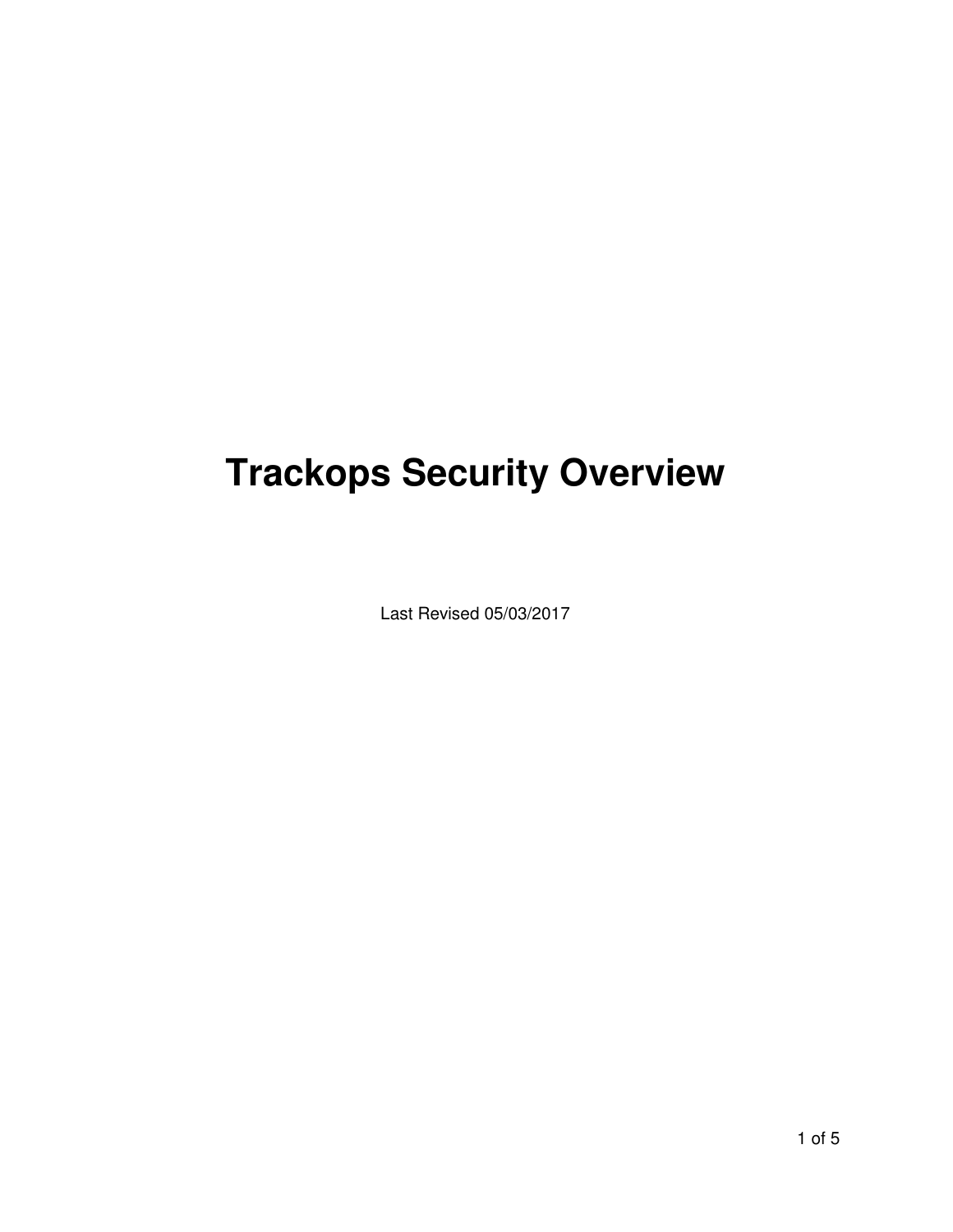# Trackops Security Overview

Last Revised 05/03/2017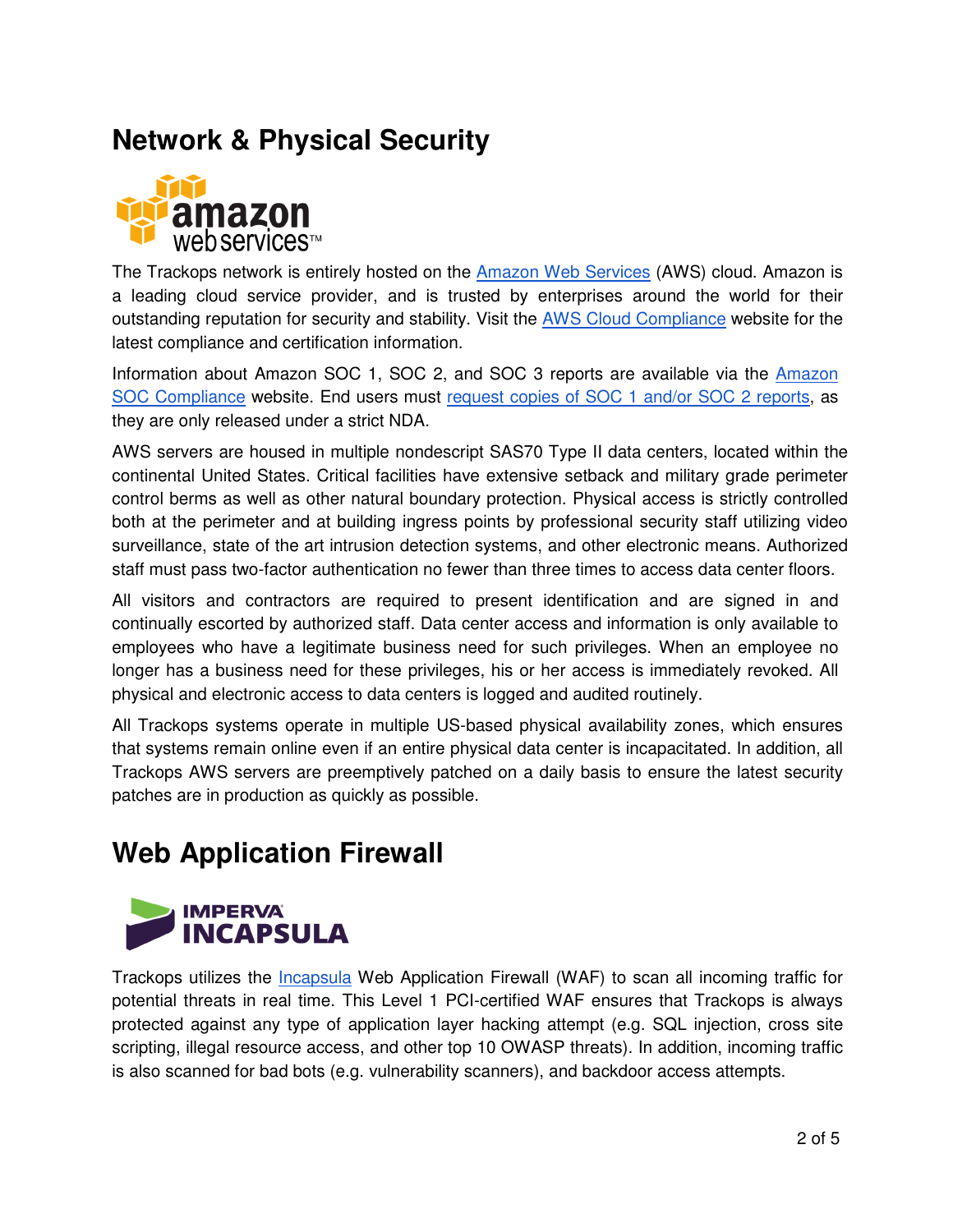## Network & Physical Security

The Trackops network is entirely hosted on the [Amazon Web Services](#) (AWS) cloud. Amazon is a leading cloud service provider, and is trusted by enterprises around the world for their outstanding reputation for security and stability. Visit the [AWS Cloud Compliance](#) website for the latest compliance and certification information.

Information about Amazon SOC 1, SOC 2, and SOC 3 reports are available via the [Amazon SOC Compliance](#) website. End users must [request copies of SOC 1 and/or SOC 2 reports](#), as they are only released under a strict NDA.

AWS servers are housed in multiple nondescript SAS70 Type II data centers, located within the continental United States. Critical facilities have extensive setback and military grade perimeter control berms as well as other natural boundary protection. Physical access is strictly controlled both at the perimeter and at building ingress points by professional security staff utilizing video surveillance, state of the art intrusion detection systems, and other electronic means. Authorized staff must pass two-factor authentication no fewer than three times to access data center floors.

All visitors and contractors are required to present identification and are signed in and continually escorted by authorized staff. Data center access and information is only available to employees who have a legitimate business need for such privileges. When an employee no longer has a business need for these privileges, his or her access is immediately revoked. All physical and electronic access to data centers is logged and audited routinely.

All Trackops systems operate in multiple US-based physical availability zones, which ensures that systems remain online even if an entire physical data center is incapacitated. In addition, all Trackops AWS servers are preemptively patched on a daily basis to ensure the latest security patches are in production as quickly as possible.

## Web Application Firewall

Trackops utilizes the [Incapsula](#) Web Application Firewall (WAF) to scan all incoming traffic for potential threats in real time. This Level 1 PCI-certified WAF ensures that Trackops is always protected against any type of application layer hacking attempt (e.g. SQL injection, cross site scripting, illegal resource access, and other top 10 OWASP threats). In addition, incoming traffic is also scanned for bad bots (e.g. vulnerability scanners), and backdoor access attempts.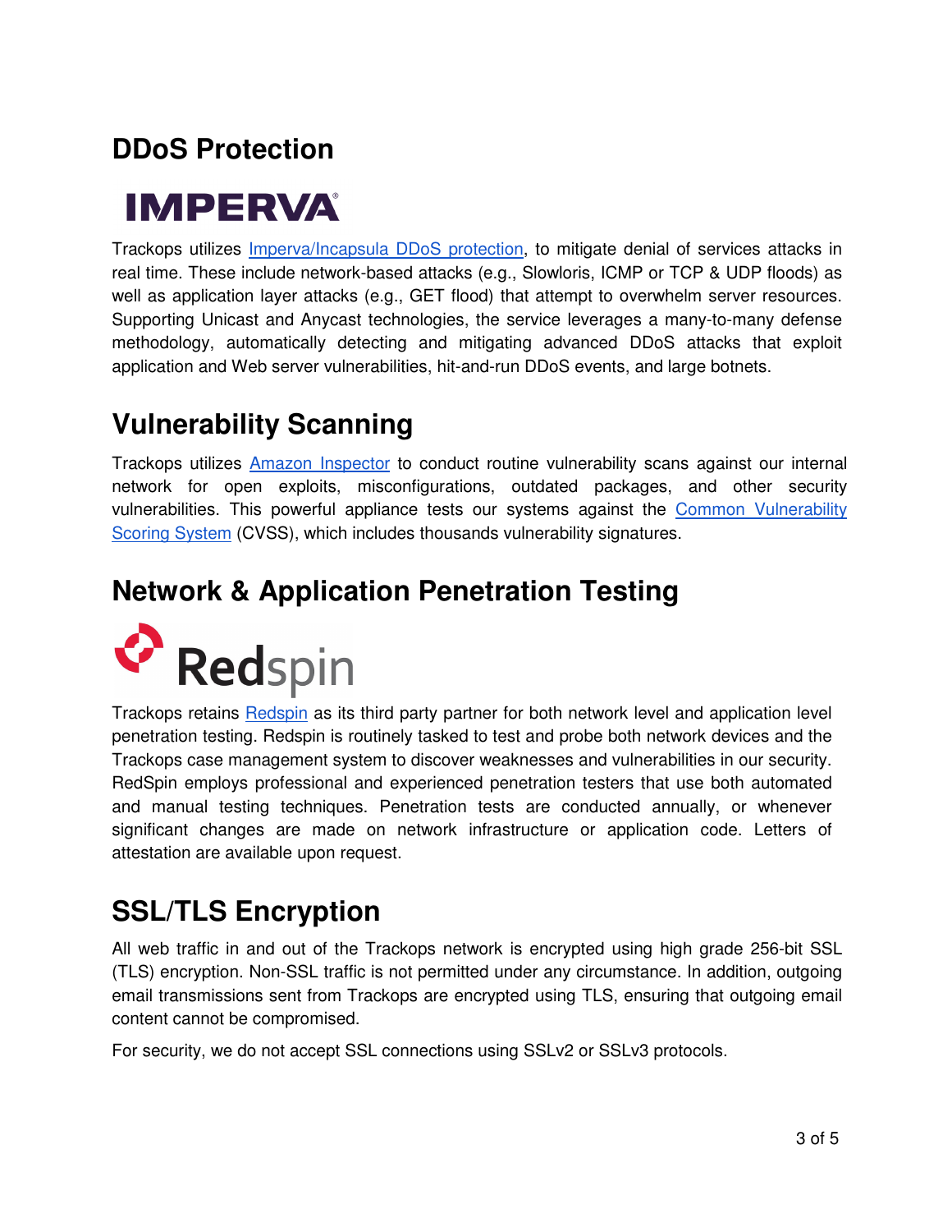## DDoS Protection

Trackops utilizes Imperva/Incapsula DDoS protection, to mitigate denial of services attacks in real time. These include network-based attacks (e.g., Slowloris, ICMP or TCP & UDP floods) as well as application layer attacks (e.g., GET flood) that attempt to overwhelm server resources. Supporting Unicast and Anycast technologies, the service leverages a many-to-many defense methodology, automatically detecting and mitigating advanced DDoS attacks that exploit application and Web server vulnerabilities, hit-and-run DDoS events, and large botnets.

## Vulnerability Scanning

Trackops utilizes Amazon Inspector to conduct routine vulnerability scans against our internal network for open exploits, misconfigurations, outdated packages, and other security vulnerabilities. This powerful appliance tests our systems against the Common Vulnerability Scoring System (CVSS), which includes thousands vulnerability signatures.

## Network & Application Penetration Testing

Trackops retains Redspin as its third party partner for both network level and application level penetration testing. Redspin is routinely tasked to test and probe both network devices and the Trackops case management system to discover weaknesses and vulnerabilities in our security. RedSpin employs professional and experienced penetration testers that use both automated and manual testing techniques. Penetration tests are conducted annually, or whenever significant changes are made on network infrastructure or application code. Letters of attestation are available upon request.

## SSL/TLS Encryption

All web traffic in and out of the Trackops network is encrypted using high grade 256-bit SSL (TLS) encryption. Non-SSL traffic is not permitted under any circumstance. In addition, outgoing email transmissions sent from Trackops are encrypted using TLS, ensuring that outgoing email content cannot be compromised.

For security, we do not accept SSL connections using SSLv2 or SSLv3 protocols.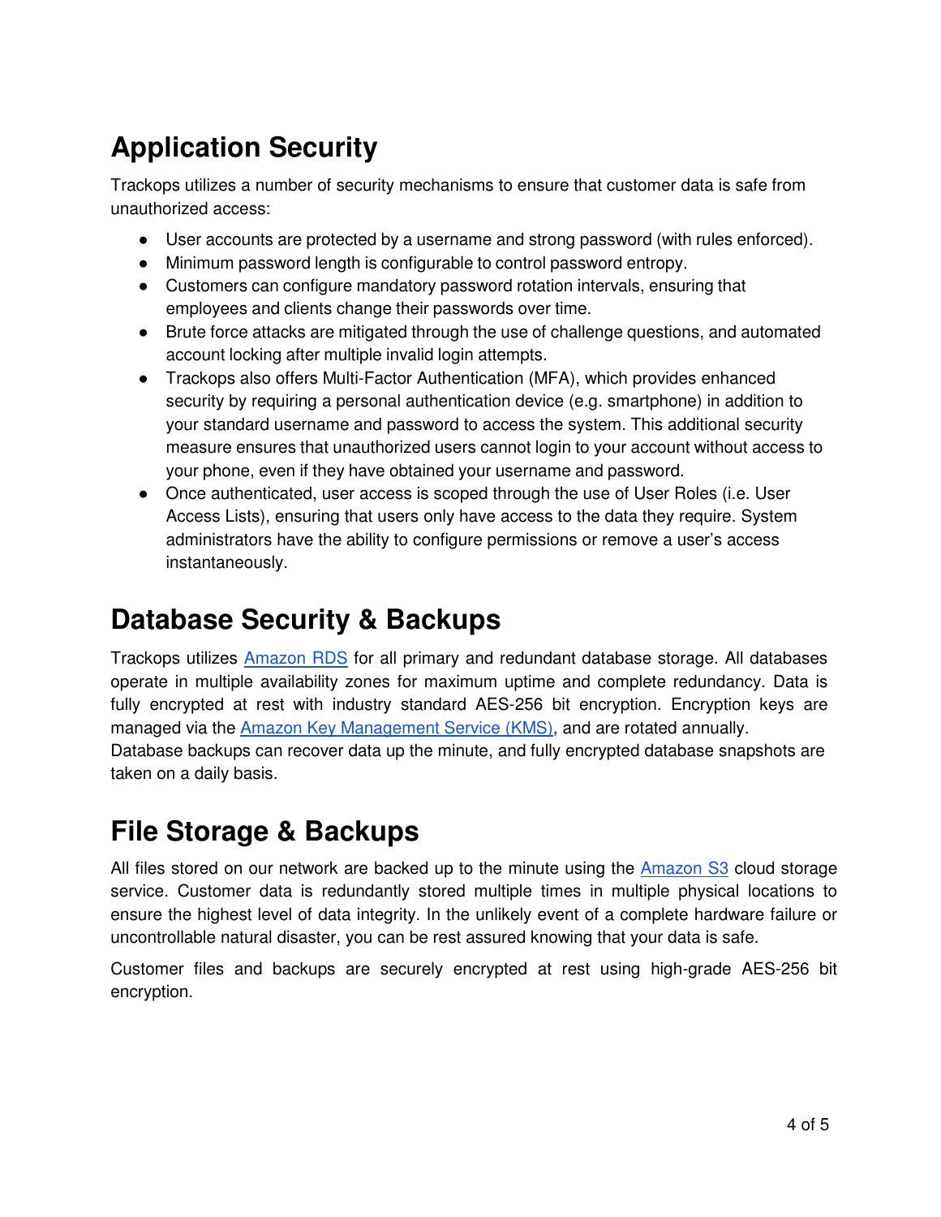## Application Security

Trackops utilizes a number of security mechanisms to ensure that customer data is safe from unauthorized access:

- User accounts are protected by a username and strong password (with rules enforced).
- Minimum password length is configurable to control password entropy.
- Customers can configure mandatory password rotation intervals, ensuring that employees and clients change their passwords over time.
- Brute force attacks are mitigated through the use of challenge questions, and automated account locking after multiple invalid login attempts.
- Trackops also offers Multi-Factor Authentication (MFA), which provides enhanced security by requiring a personal authentication device (e.g. smartphone) in addition to your standard username and password to access the system. This additional security measure ensures that unauthorized users cannot login to your account without access to your phone, even if they have obtained your username and password.
- Once authenticated, user access is scoped through the use of User Roles (i.e. User Access Lists), ensuring that users only have access to the data they require. System administrators have the ability to configure permissions or remove a user's access instantaneously.

## Database Security & Backups

Trackops utilizes [Amazon RDS]() for all primary and redundant database storage. All databases operate in multiple availability zones for maximum uptime and complete redundancy. Data is fully encrypted at rest with industry standard AES-256 bit encryption. Encryption keys are managed via the [Amazon Key Management Service (KMS)](), and are rotated annually. Database backups can recover data up the minute, and fully encrypted database snapshots are taken on a daily basis.

## File Storage & Backups

All files stored on our network are backed up to the minute using the [Amazon S3]() cloud storage service. Customer data is redundantly stored multiple times in multiple physical locations to ensure the highest level of data integrity. In the unlikely event of a complete hardware failure or uncontrollable natural disaster, you can be rest assured knowing that your data is safe.

Customer files and backups are securely encrypted at rest using high-grade AES-256 bit encryption.